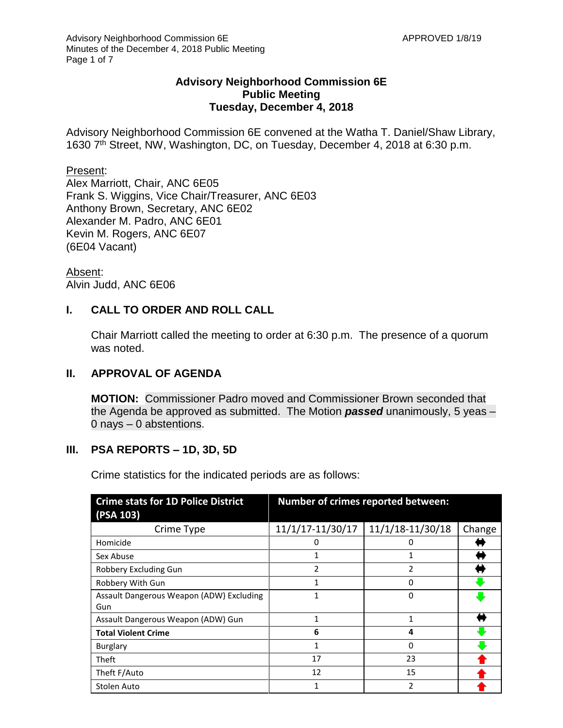# Advisory Neighborhood Commission 6E
## Public Meeting
## Tuesday, December 4, 2018

Advisory Neighborhood Commission 6E convened at the Watha T. Daniel/Shaw Library, 1630 7th Street, NW, Washington, DC, on Tuesday, December 4, 2018 at 6:30 p.m.

Present:
Alex Marriott, Chair, ANC 6E05
Frank S. Wiggins, Vice Chair/Treasurer, ANC 6E03
Anthony Brown, Secretary, ANC 6E02
Alexander M. Padro, ANC 6E01
Kevin M. Rogers, ANC 6E07
(6E04 Vacant)

Absent:
Alvin Judd, ANC 6E06

## I. CALL TO ORDER AND ROLL CALL

Chair Marriott called the meeting to order at 6:30 p.m. The presence of a quorum was noted.

## II. APPROVAL OF AGENDA

**MOTION:** Commissioner Padro moved and Commissioner Brown seconded that the Agenda be approved as submitted. The Motion ***passed*** unanimously, 5 yeas – 0 nays – 0 abstentions.

## III. PSA REPORTS – 1D, 3D, 5D

Crime statistics for the indicated periods are as follows:

| **Crime stats for 1D Police District (PSA 103)** | **Number of crimes reported between:** | | |
|---|---|---|---|
| Crime Type | 11/1/17-11/30/17 | 11/1/18-11/30/18 | Change |
| Homicide | 0 | 0 | ↔ |
| Sex Abuse | 1 | 1 | ↔ |
| Robbery Excluding Gun | 2 | 2 | ↔ |
| Robbery With Gun | 1 | 0 | ↓ |
| Assault Dangerous Weapon (ADW) Excluding Gun | 1 | 0 | ↓ |
| Assault Dangerous Weapon (ADW) Gun | 1 | 1 | ↔ |
| **Total Violent Crime** | **6** | **4** | ↓ |
| Burglary | 1 | 0 | ↓ |
| Theft | 17 | 23 | ↑ |
| Theft F/Auto | 12 | 15 | ↑ |
| Stolen Auto | 1 | 2 | ↑ |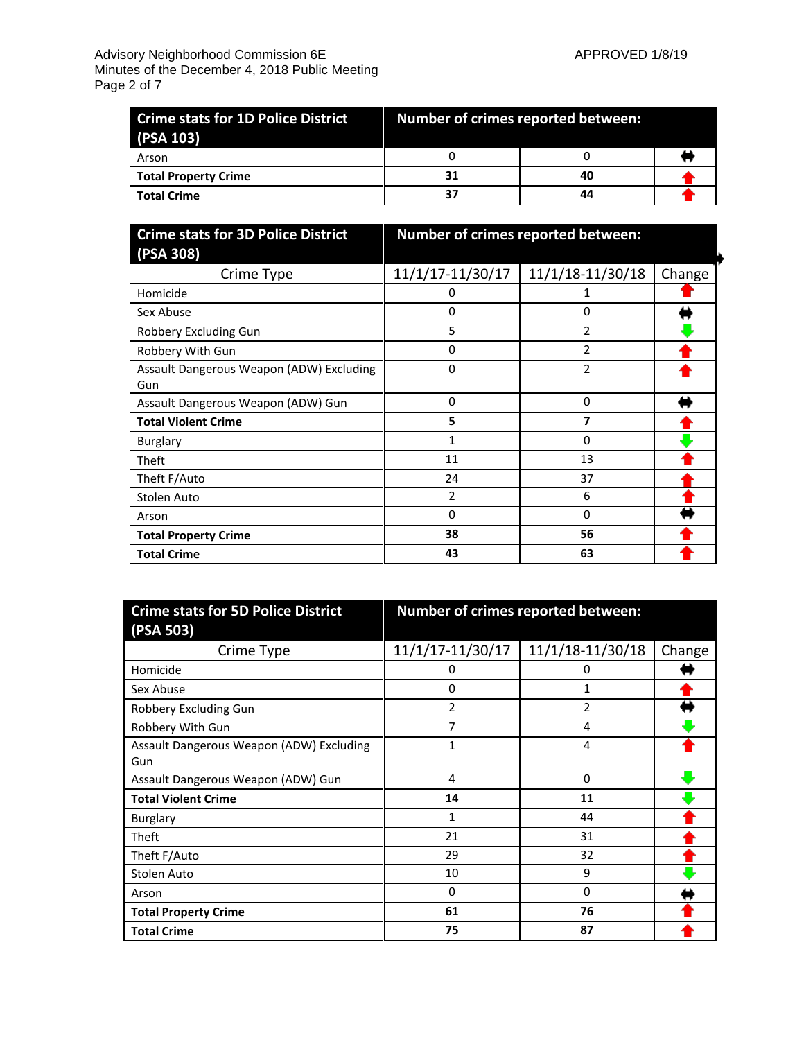| Crime stats for 1D Police District (PSA 103) | Number of crimes reported between: | | |
|---|---|---|---|
| Arson | 0 | 0 | ⬌ |
| **Total Property Crime** | **31** | **40** | ⬆ |
| **Total Crime** | **37** | **44** | ⬆ |

| Crime stats for 3D Police District (PSA 308) | Number of crimes reported between: | | |
|---|---|---|---|
| Crime Type | 11/1/17-11/30/17 | 11/1/18-11/30/18 | Change |
| Homicide | 0 | 1 | ⬆ |
| Sex Abuse | 0 | 0 | ⬌ |
| Robbery Excluding Gun | 5 | 2 | ⬇ |
| Robbery With Gun | 0 | 2 | ⬆ |
| Assault Dangerous Weapon (ADW) Excluding Gun | 0 | 2 | ⬆ |
| Assault Dangerous Weapon (ADW) Gun | 0 | 0 | ⬌ |
| **Total Violent Crime** | **5** | **7** | ⬆ |
| Burglary | 1 | 0 | ⬇ |
| Theft | 11 | 13 | ⬆ |
| Theft F/Auto | 24 | 37 | ⬆ |
| Stolen Auto | 2 | 6 | ⬆ |
| Arson | 0 | 0 | ⬌ |
| **Total Property Crime** | **38** | **56** | ⬆ |
| **Total Crime** | **43** | **63** | ⬆ |

| Crime stats for 5D Police District (PSA 503) | Number of crimes reported between: | | |
|---|---|---|---|
| Crime Type | 11/1/17-11/30/17 | 11/1/18-11/30/18 | Change |
| Homicide | 0 | 0 | ⬌ |
| Sex Abuse | 0 | 1 | ⬆ |
| Robbery Excluding Gun | 2 | 2 | ⬌ |
| Robbery With Gun | 7 | 4 | ⬇ |
| Assault Dangerous Weapon (ADW) Excluding Gun | 1 | 4 | ⬆ |
| Assault Dangerous Weapon (ADW) Gun | 4 | 0 | ⬇ |
| **Total Violent Crime** | **14** | **11** | ⬇ |
| Burglary | 1 | 44 | ⬆ |
| Theft | 21 | 31 | ⬆ |
| Theft F/Auto | 29 | 32 | ⬆ |
| Stolen Auto | 10 | 9 | ⬇ |
| Arson | 0 | 0 | ⬌ |
| **Total Property Crime** | **61** | **76** | ⬆ |
| **Total Crime** | **75** | **87** | ⬆ |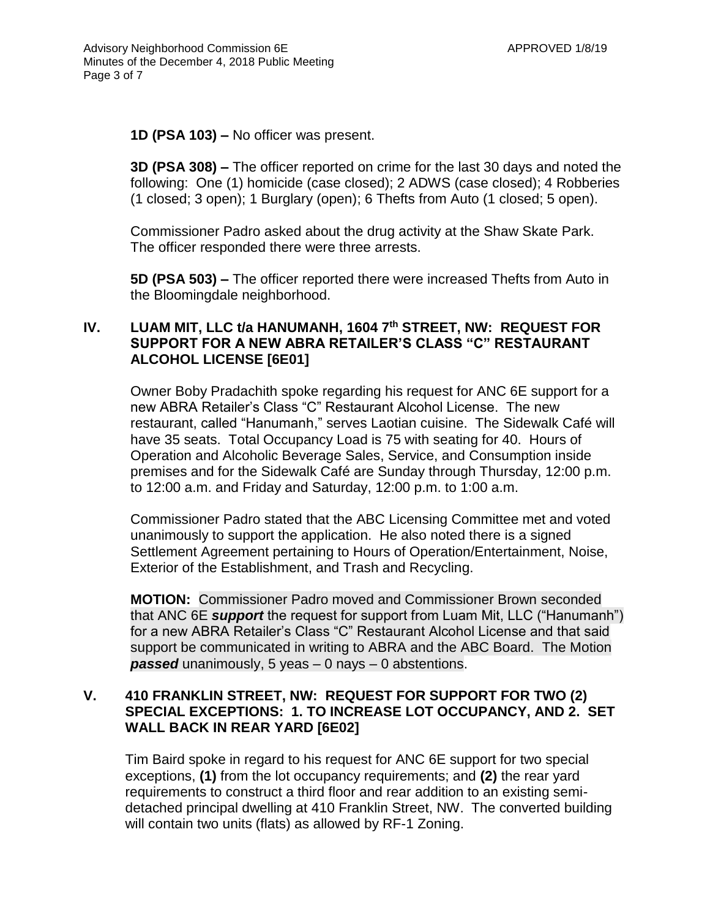**1D (PSA 103) –** No officer was present.

**3D (PSA 308) –** The officer reported on crime for the last 30 days and noted the following: One (1) homicide (case closed); 2 ADWS (case closed); 4 Robberies (1 closed; 3 open); 1 Burglary (open); 6 Thefts from Auto (1 closed; 5 open).

Commissioner Padro asked about the drug activity at the Shaw Skate Park. The officer responded there were three arrests.

**5D (PSA 503) –** The officer reported there were increased Thefts from Auto in the Bloomingdale neighborhood.

## IV. LUAM MIT, LLC t/a HANUMANH, 1604 7th STREET, NW: REQUEST FOR SUPPORT FOR A NEW ABRA RETAILER'S CLASS "C" RESTAURANT ALCOHOL LICENSE [6E01]

Owner Boby Pradachith spoke regarding his request for ANC 6E support for a new ABRA Retailer's Class "C" Restaurant Alcohol License. The new restaurant, called "Hanumanh," serves Laotian cuisine. The Sidewalk Café will have 35 seats. Total Occupancy Load is 75 with seating for 40. Hours of Operation and Alcoholic Beverage Sales, Service, and Consumption inside premises and for the Sidewalk Café are Sunday through Thursday, 12:00 p.m. to 12:00 a.m. and Friday and Saturday, 12:00 p.m. to 1:00 a.m.

Commissioner Padro stated that the ABC Licensing Committee met and voted unanimously to support the application. He also noted there is a signed Settlement Agreement pertaining to Hours of Operation/Entertainment, Noise, Exterior of the Establishment, and Trash and Recycling.

**MOTION:** Commissioner Padro moved and Commissioner Brown seconded that ANC 6E ***support*** the request for support from Luam Mit, LLC ("Hanumanh") for a new ABRA Retailer's Class "C" Restaurant Alcohol License and that said support be communicated in writing to ABRA and the ABC Board. The Motion ***passed*** unanimously, 5 yeas – 0 nays – 0 abstentions.

## V. 410 FRANKLIN STREET, NW: REQUEST FOR SUPPORT FOR TWO (2) SPECIAL EXCEPTIONS: 1. TO INCREASE LOT OCCUPANCY, AND 2. SET WALL BACK IN REAR YARD [6E02]

Tim Baird spoke in regard to his request for ANC 6E support for two special exceptions, **(1)** from the lot occupancy requirements; and **(2)** the rear yard requirements to construct a third floor and rear addition to an existing semi-detached principal dwelling at 410 Franklin Street, NW. The converted building will contain two units (flats) as allowed by RF-1 Zoning.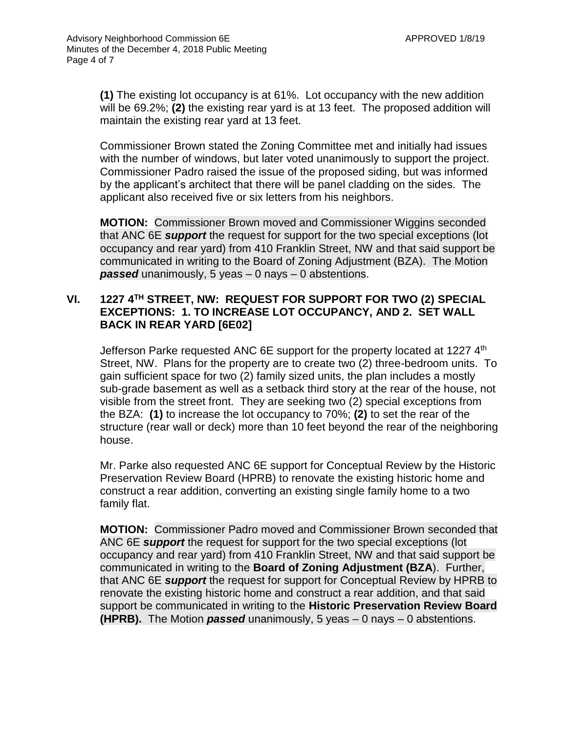**(1)** The existing lot occupancy is at 61%. Lot occupancy with the new addition will be 69.2%; **(2)** the existing rear yard is at 13 feet. The proposed addition will maintain the existing rear yard at 13 feet.

Commissioner Brown stated the Zoning Committee met and initially had issues with the number of windows, but later voted unanimously to support the project. Commissioner Padro raised the issue of the proposed siding, but was informed by the applicant's architect that there will be panel cladding on the sides. The applicant also received five or six letters from his neighbors.

**MOTION:** Commissioner Brown moved and Commissioner Wiggins seconded that ANC 6E ***support*** the request for support for the two special exceptions (lot occupancy and rear yard) from 410 Franklin Street, NW and that said support be communicated in writing to the Board of Zoning Adjustment (BZA). The Motion ***passed*** unanimously, 5 yeas – 0 nays – 0 abstentions.

## VI. 1227 4TH STREET, NW: REQUEST FOR SUPPORT FOR TWO (2) SPECIAL EXCEPTIONS: 1. TO INCREASE LOT OCCUPANCY, AND 2. SET WALL BACK IN REAR YARD [6E02]

Jefferson Parke requested ANC 6E support for the property located at 1227 4th Street, NW. Plans for the property are to create two (2) three-bedroom units. To gain sufficient space for two (2) family sized units, the plan includes a mostly sub-grade basement as well as a setback third story at the rear of the house, not visible from the street front. They are seeking two (2) special exceptions from the BZA: **(1)** to increase the lot occupancy to 70%; **(2)** to set the rear of the structure (rear wall or deck) more than 10 feet beyond the rear of the neighboring house.

Mr. Parke also requested ANC 6E support for Conceptual Review by the Historic Preservation Review Board (HPRB) to renovate the existing historic home and construct a rear addition, converting an existing single family home to a two family flat.

**MOTION:** Commissioner Padro moved and Commissioner Brown seconded that ANC 6E ***support*** the request for support for the two special exceptions (lot occupancy and rear yard) from 410 Franklin Street, NW and that said support be communicated in writing to the **Board of Zoning Adjustment (BZA**). Further, that ANC 6E ***support*** the request for support for Conceptual Review by HPRB to renovate the existing historic home and construct a rear addition, and that said support be communicated in writing to the **Historic Preservation Review Board (HPRB).** The Motion ***passed*** unanimously, 5 yeas – 0 nays – 0 abstentions.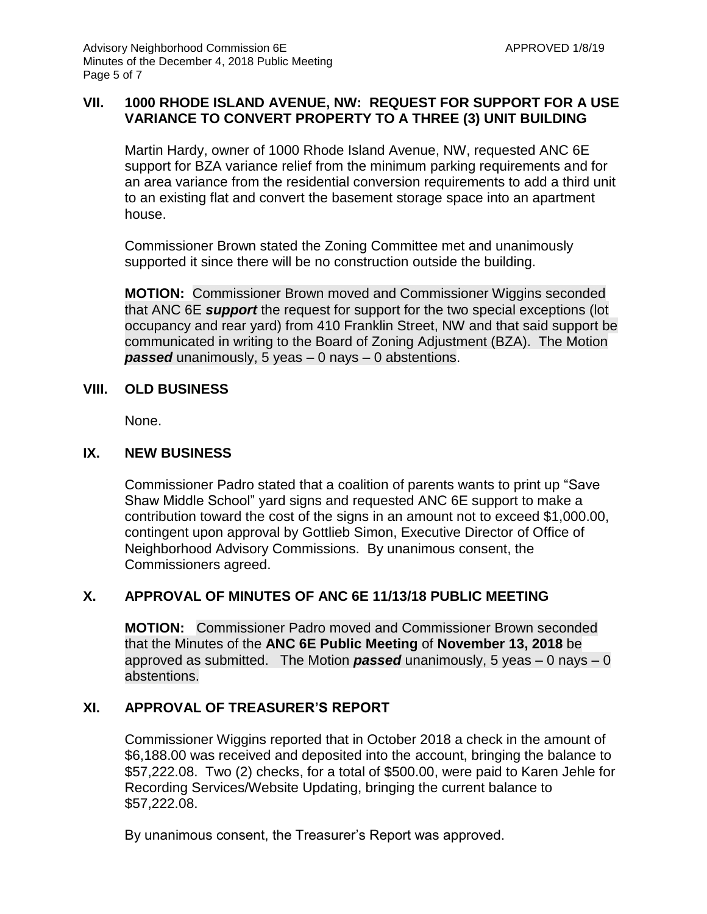## VII. 1000 RHODE ISLAND AVENUE, NW: REQUEST FOR SUPPORT FOR A USE VARIANCE TO CONVERT PROPERTY TO A THREE (3) UNIT BUILDING

Martin Hardy, owner of 1000 Rhode Island Avenue, NW, requested ANC 6E support for BZA variance relief from the minimum parking requirements and for an area variance from the residential conversion requirements to add a third unit to an existing flat and convert the basement storage space into an apartment house.

Commissioner Brown stated the Zoning Committee met and unanimously supported it since there will be no construction outside the building.

**MOTION:** Commissioner Brown moved and Commissioner Wiggins seconded that ANC 6E ***support*** the request for support for the two special exceptions (lot occupancy and rear yard) from 410 Franklin Street, NW and that said support be communicated in writing to the Board of Zoning Adjustment (BZA). The Motion ***passed*** unanimously, 5 yeas – 0 nays – 0 abstentions.

## VIII. OLD BUSINESS

None.

## IX. NEW BUSINESS

Commissioner Padro stated that a coalition of parents wants to print up "Save Shaw Middle School" yard signs and requested ANC 6E support to make a contribution toward the cost of the signs in an amount not to exceed $1,000.00, contingent upon approval by Gottlieb Simon, Executive Director of Office of Neighborhood Advisory Commissions. By unanimous consent, the Commissioners agreed.

## X. APPROVAL OF MINUTES OF ANC 6E 11/13/18 PUBLIC MEETING

**MOTION:** Commissioner Padro moved and Commissioner Brown seconded that the Minutes of the **ANC 6E Public Meeting** of **November 13, 2018** be approved as submitted. The Motion ***passed*** unanimously, 5 yeas – 0 nays – 0 abstentions.

## XI. APPROVAL OF TREASURER'S REPORT

Commissioner Wiggins reported that in October 2018 a check in the amount of $6,188.00 was received and deposited into the account, bringing the balance to $57,222.08. Two (2) checks, for a total of $500.00, were paid to Karen Jehle for Recording Services/Website Updating, bringing the current balance to $57,222.08.

By unanimous consent, the Treasurer's Report was approved.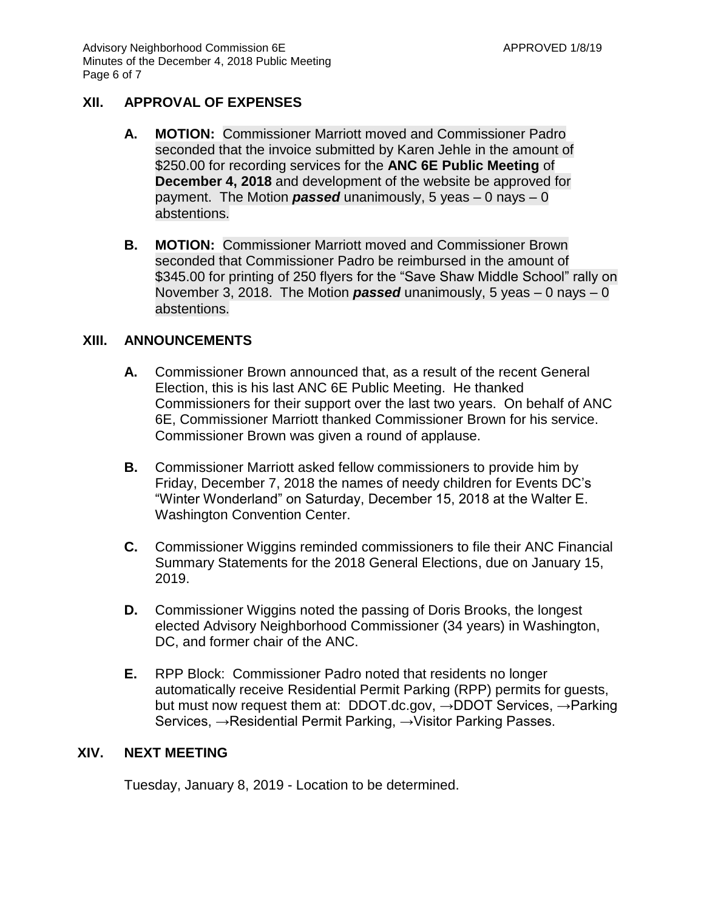## XII. APPROVAL OF EXPENSES

**A. MOTION:** Commissioner Marriott moved and Commissioner Padro seconded that the invoice submitted by Karen Jehle in the amount of \$250.00 for recording services for the **ANC 6E Public Meeting** of **December 4, 2018** and development of the website be approved for payment. The Motion ***passed*** unanimously, 5 yeas – 0 nays – 0 abstentions.

**B. MOTION:** Commissioner Marriott moved and Commissioner Brown seconded that Commissioner Padro be reimbursed in the amount of \$345.00 for printing of 250 flyers for the "Save Shaw Middle School" rally on November 3, 2018. The Motion ***passed*** unanimously, 5 yeas – 0 nays – 0 abstentions.

## XIII. ANNOUNCEMENTS

**A.** Commissioner Brown announced that, as a result of the recent General Election, this is his last ANC 6E Public Meeting. He thanked Commissioners for their support over the last two years. On behalf of ANC 6E, Commissioner Marriott thanked Commissioner Brown for his service. Commissioner Brown was given a round of applause.

**B.** Commissioner Marriott asked fellow commissioners to provide him by Friday, December 7, 2018 the names of needy children for Events DC's "Winter Wonderland" on Saturday, December 15, 2018 at the Walter E. Washington Convention Center.

**C.** Commissioner Wiggins reminded commissioners to file their ANC Financial Summary Statements for the 2018 General Elections, due on January 15, 2019.

**D.** Commissioner Wiggins noted the passing of Doris Brooks, the longest elected Advisory Neighborhood Commissioner (34 years) in Washington, DC, and former chair of the ANC.

**E.** RPP Block: Commissioner Padro noted that residents no longer automatically receive Residential Permit Parking (RPP) permits for guests, but must now request them at: DDOT.dc.gov, →DDOT Services, →Parking Services, →Residential Permit Parking, →Visitor Parking Passes.

## XIV. NEXT MEETING

Tuesday, January 8, 2019 - Location to be determined.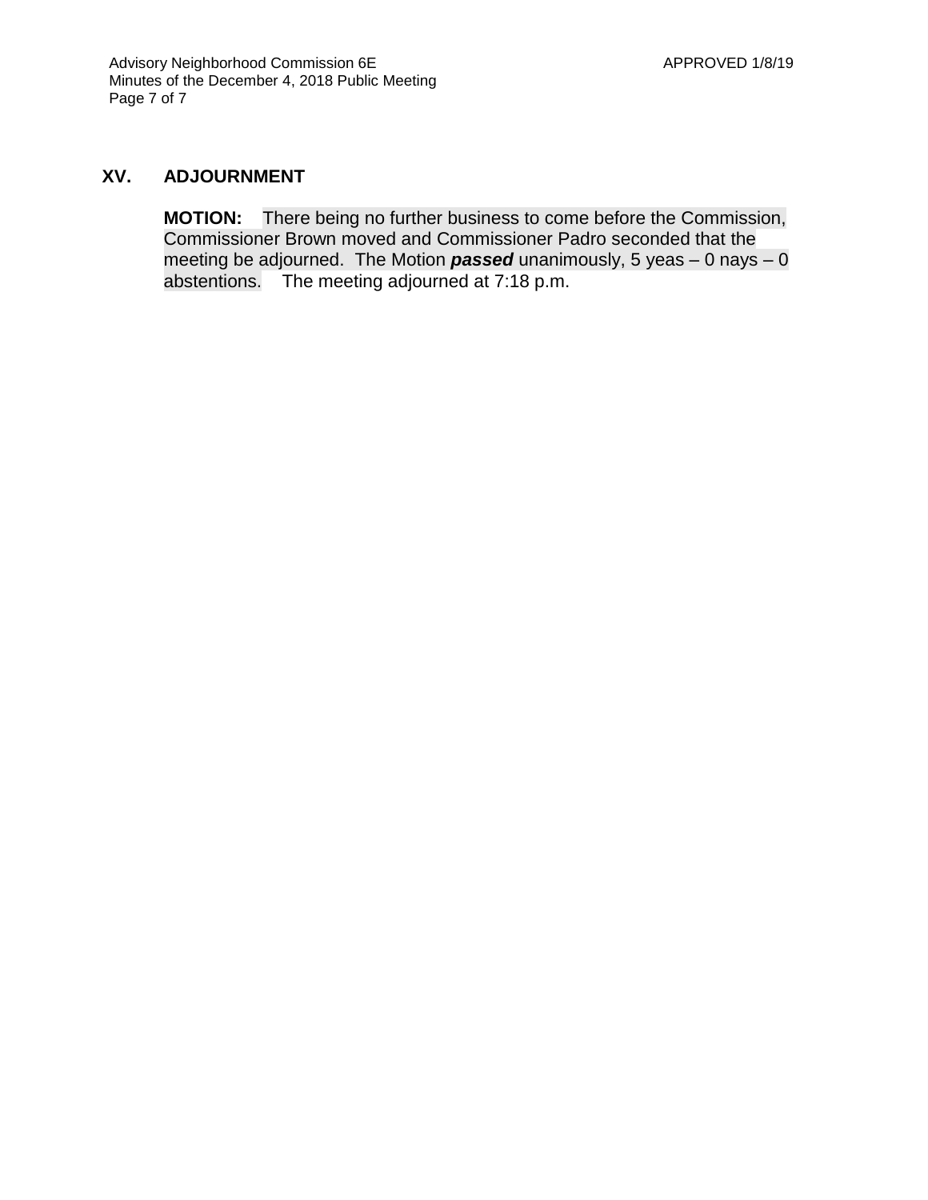## XV. ADJOURNMENT

**MOTION:** There being no further business to come before the Commission, Commissioner Brown moved and Commissioner Padro seconded that the meeting be adjourned. The Motion ***passed*** unanimously, 5 yeas – 0 nays – 0 abstentions. The meeting adjourned at 7:18 p.m.